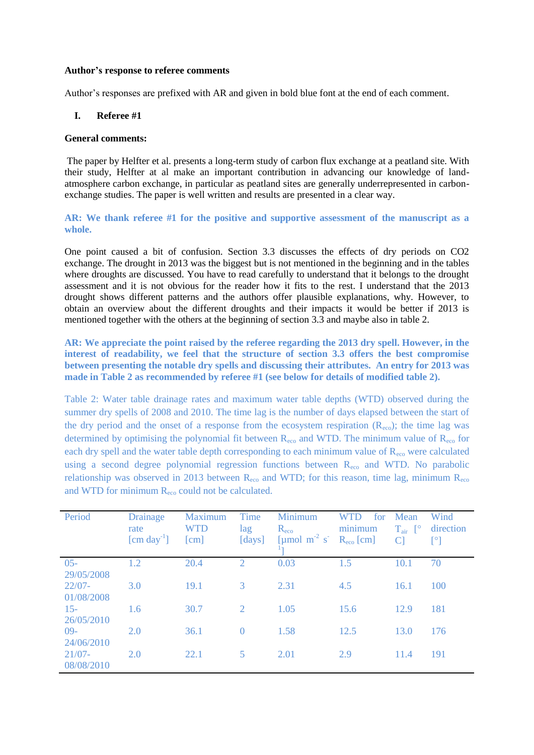**Author's response to referee comments**

Author's responses are prefixed with AR and given in bold blue font at the end of each comment.

## I. Referee #1

**General comments:**

The paper by Helfter et al. presents a long-term study of carbon flux exchange at a peatland site. With their study, Helfter at al make an important contribution in advancing our knowledge of land-atmosphere carbon exchange, in particular as peatland sites are generally underrepresented in carbon-exchange studies. The paper is well written and results are presented in a clear way.

**AR: We thank referee #1 for the positive and supportive assessment of the manuscript as a whole.**

One point caused a bit of confusion. Section 3.3 discusses the effects of dry periods on CO2 exchange. The drought in 2013 was the biggest but is not mentioned in the beginning and in the tables where droughts are discussed. You have to read carefully to understand that it belongs to the drought assessment and it is not obvious for the reader how it fits to the rest. I understand that the 2013 drought shows different patterns and the authors offer plausible explanations, why. However, to obtain an overview about the different droughts and their impacts it would be better if 2013 is mentioned together with the others at the beginning of section 3.3 and maybe also in table 2.

**AR: We appreciate the point raised by the referee regarding the 2013 dry spell. However, in the interest of readability, we feel that the structure of section 3.3 offers the best compromise between presenting the notable dry spells and discussing their attributes. An entry for 2013 was made in Table 2 as recommended by referee #1 (see below for details of modified table 2).**

Table 2: Water table drainage rates and maximum water table depths (WTD) observed during the summer dry spells of 2008 and 2010. The time lag is the number of days elapsed between the start of the dry period and the onset of a response from the ecosystem respiration ($R_{eco}$); the time lag was determined by optimising the polynomial fit between $R_{eco}$ and WTD. The minimum value of $R_{eco}$ for each dry spell and the water table depth corresponding to each minimum value of $R_{eco}$ were calculated using a second degree polynomial regression functions between $R_{eco}$ and WTD. No parabolic relationship was observed in 2013 between $R_{eco}$ and WTD; for this reason, time lag, minimum $R_{eco}$ and WTD for minimum $R_{eco}$ could not be calculated.

| Period | Drainage rate [cm day$^{-1}$] | Maximum WTD [cm] | Time lag [days] | Minimum $R_{eco}$ [µmol m$^{-2}$ s$^{-1}$] | WTD for minimum $R_{eco}$ [cm] | Mean $T_{air}$ [°C] | Wind direction [°] |
|---|---|---|---|---|---|---|---|
| 05-29/05/2008 | 1.2 | 20.4 | 2 | 0.03 | 1.5 | 10.1 | 70 |
| 22/07-01/08/2008 | 3.0 | 19.1 | 3 | 2.31 | 4.5 | 16.1 | 100 |
| 15-26/05/2010 | 1.6 | 30.7 | 2 | 1.05 | 15.6 | 12.9 | 181 |
| 09-24/06/2010 | 2.0 | 36.1 | 0 | 1.58 | 12.5 | 13.0 | 176 |
| 21/07-08/08/2010 | 2.0 | 22.1 | 5 | 2.01 | 2.9 | 11.4 | 191 |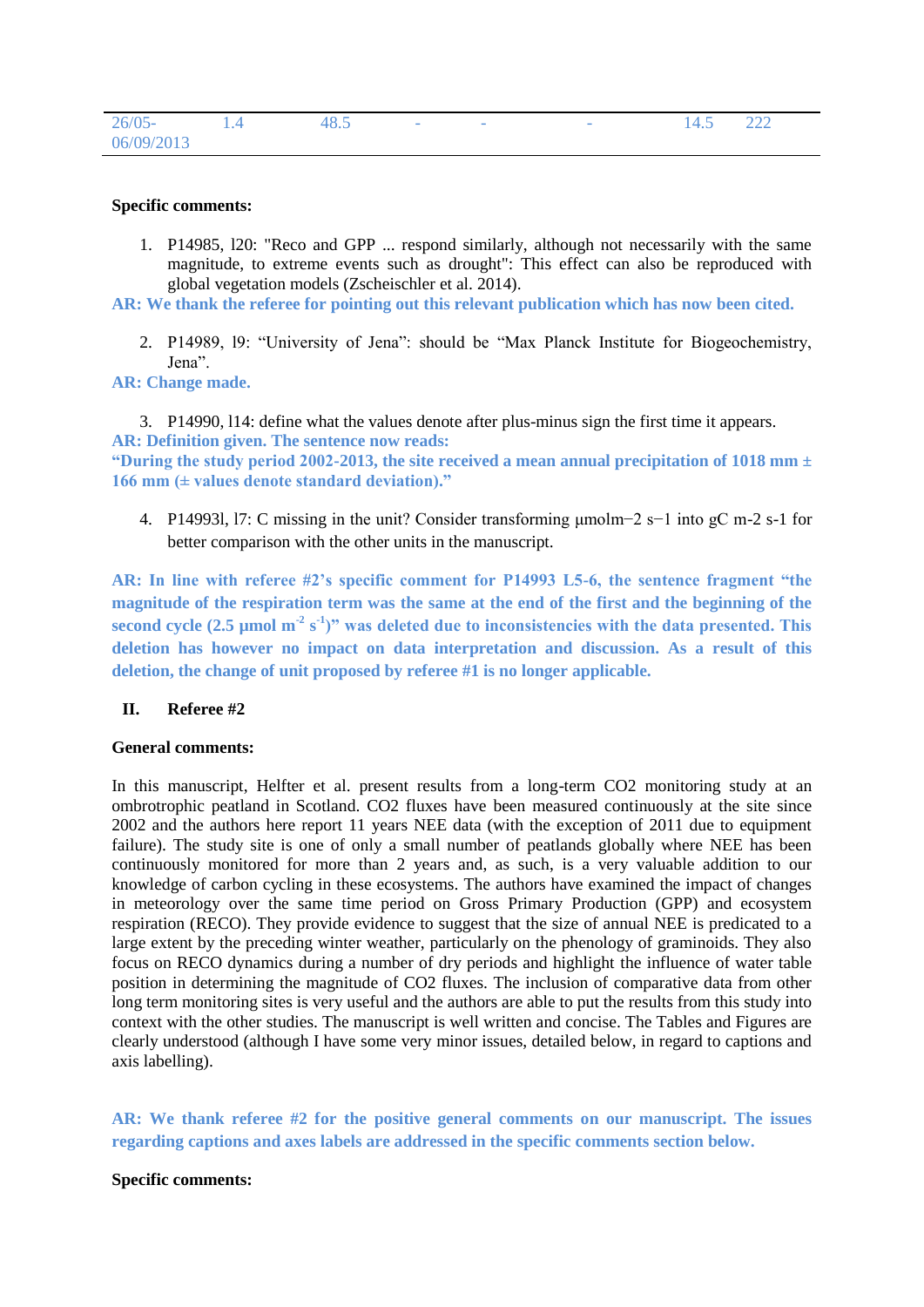| 26/05-06/09/2013 | 1.4 | 48.5 | - | - | - | 14.5 | 222 |
|---|---|---|---|---|---|---|---|

**Specific comments:**

1. P14985, l20: "Reco and GPP ... respond similarly, although not necessarily with the same magnitude, to extreme events such as drought": This effect can also be reproduced with global vegetation models (Zscheischler et al. 2014).

**AR: We thank the referee for pointing out this relevant publication which has now been cited.**

2. P14989, l9: "University of Jena": should be "Max Planck Institute for Biogeochemistry, Jena".

**AR: Change made.**

3. P14990, l14: define what the values denote after plus-minus sign the first time it appears.

**AR: Definition given. The sentence now reads:**
**"During the study period 2002-2013, the site received a mean annual precipitation of 1018 mm ± 166 mm (± values denote standard deviation)."**

4. P14993l, l7: C missing in the unit? Consider transforming μmolm−2 s−1 into gC m-2 s-1 for better comparison with the other units in the manuscript.

**AR: In line with referee #2's specific comment for P14993 L5-6, the sentence fragment "the magnitude of the respiration term was the same at the end of the first and the beginning of the second cycle (2.5 μmol $m^{-2}$ $s^{-1}$)" was deleted due to inconsistencies with the data presented. This deletion has however no impact on data interpretation and discussion. As a result of this deletion, the change of unit proposed by referee #1 is no longer applicable.**

## II. Referee #2

**General comments:**

In this manuscript, Helfter et al. present results from a long-term CO2 monitoring study at an ombrotrophic peatland in Scotland. CO2 fluxes have been measured continuously at the site since 2002 and the authors here report 11 years NEE data (with the exception of 2011 due to equipment failure). The study site is one of only a small number of peatlands globally where NEE has been continuously monitored for more than 2 years and, as such, is a very valuable addition to our knowledge of carbon cycling in these ecosystems. The authors have examined the impact of changes in meteorology over the same time period on Gross Primary Production (GPP) and ecosystem respiration (RECO). They provide evidence to suggest that the size of annual NEE is predicated to a large extent by the preceding winter weather, particularly on the phenology of graminoids. They also focus on RECO dynamics during a number of dry periods and highlight the influence of water table position in determining the magnitude of CO2 fluxes. The inclusion of comparative data from other long term monitoring sites is very useful and the authors are able to put the results from this study into context with the other studies. The manuscript is well written and concise. The Tables and Figures are clearly understood (although I have some very minor issues, detailed below, in regard to captions and axis labelling).

**AR: We thank referee #2 for the positive general comments on our manuscript. The issues regarding captions and axes labels are addressed in the specific comments section below.**

**Specific comments:**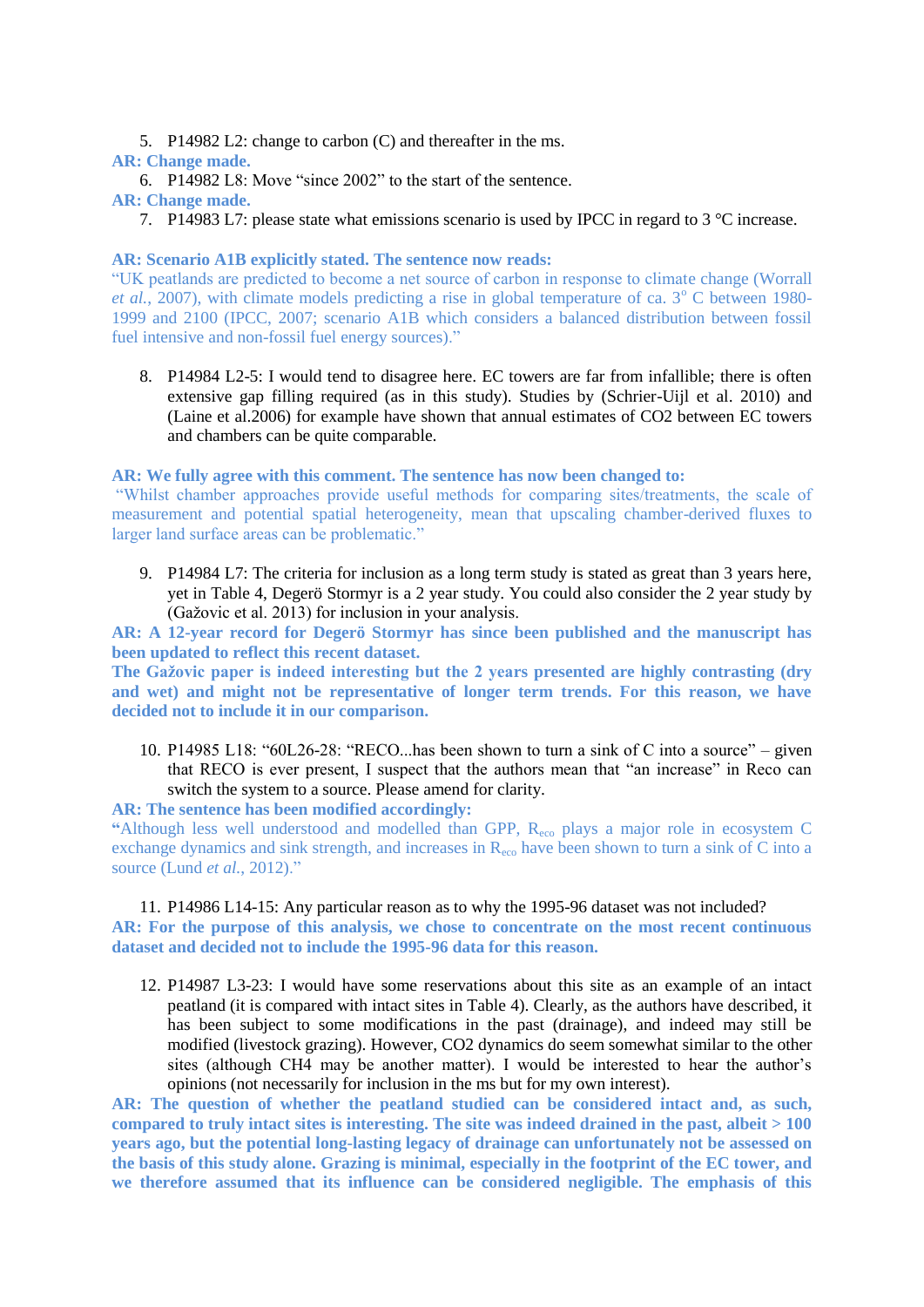5. P14982 L2: change to carbon (C) and thereafter in the ms.

**AR: Change made.**

6. P14982 L8: Move "since 2002" to the start of the sentence.

**AR: Change made.**

7. P14983 L7: please state what emissions scenario is used by IPCC in regard to 3 °C increase.

**AR: Scenario A1B explicitly stated. The sentence now reads:**
"UK peatlands are predicted to become a net source of carbon in response to climate change (Worrall *et al.*, 2007), with climate models predicting a rise in global temperature of ca. 3° C between 1980-1999 and 2100 (IPCC, 2007; scenario A1B which considers a balanced distribution between fossil fuel intensive and non-fossil fuel energy sources)."

8. P14984 L2-5: I would tend to disagree here. EC towers are far from infallible; there is often extensive gap filling required (as in this study). Studies by (Schrier-Uijl et al. 2010) and (Laine et al.2006) for example have shown that annual estimates of CO2 between EC towers and chambers can be quite comparable.

**AR: We fully agree with this comment. The sentence has now been changed to:**
"Whilst chamber approaches provide useful methods for comparing sites/treatments, the scale of measurement and potential spatial heterogeneity, mean that upscaling chamber-derived fluxes to larger land surface areas can be problematic."

9. P14984 L7: The criteria for inclusion as a long term study is stated as great than 3 years here, yet in Table 4, Degerö Stormyr is a 2 year study. You could also consider the 2 year study by (Gažovic et al. 2013) for inclusion in your analysis.

**AR: A 12-year record for Degerö Stormyr has since been published and the manuscript has been updated to reflect this recent dataset.**
**The Gažovic paper is indeed interesting but the 2 years presented are highly contrasting (dry and wet) and might not be representative of longer term trends. For this reason, we have decided not to include it in our comparison.**

10. P14985 L18: "60L26-28: "RECO...has been shown to turn a sink of C into a source" – given that RECO is ever present, I suspect that the authors mean that "an increase" in Reco can switch the system to a source. Please amend for clarity.

**AR: The sentence has been modified accordingly:**
"Although less well understood and modelled than GPP, $R_{eco}$ plays a major role in ecosystem C exchange dynamics and sink strength, and increases in $R_{eco}$ have been shown to turn a sink of C into a source (Lund *et al.*, 2012)."

11. P14986 L14-15: Any particular reason as to why the 1995-96 dataset was not included?

**AR: For the purpose of this analysis, we chose to concentrate on the most recent continuous dataset and decided not to include the 1995-96 data for this reason.**

12. P14987 L3-23: I would have some reservations about this site as an example of an intact peatland (it is compared with intact sites in Table 4). Clearly, as the authors have described, it has been subject to some modifications in the past (drainage), and indeed may still be modified (livestock grazing). However, CO2 dynamics do seem somewhat similar to the other sites (although CH4 may be another matter). I would be interested to hear the author's opinions (not necessarily for inclusion in the ms but for my own interest).

**AR: The question of whether the peatland studied can be considered intact and, as such, compared to truly intact sites is interesting. The site was indeed drained in the past, albeit > 100 years ago, but the potential long-lasting legacy of drainage can unfortunately not be assessed on the basis of this study alone. Grazing is minimal, especially in the footprint of the EC tower, and we therefore assumed that its influence can be considered negligible. The emphasis of this**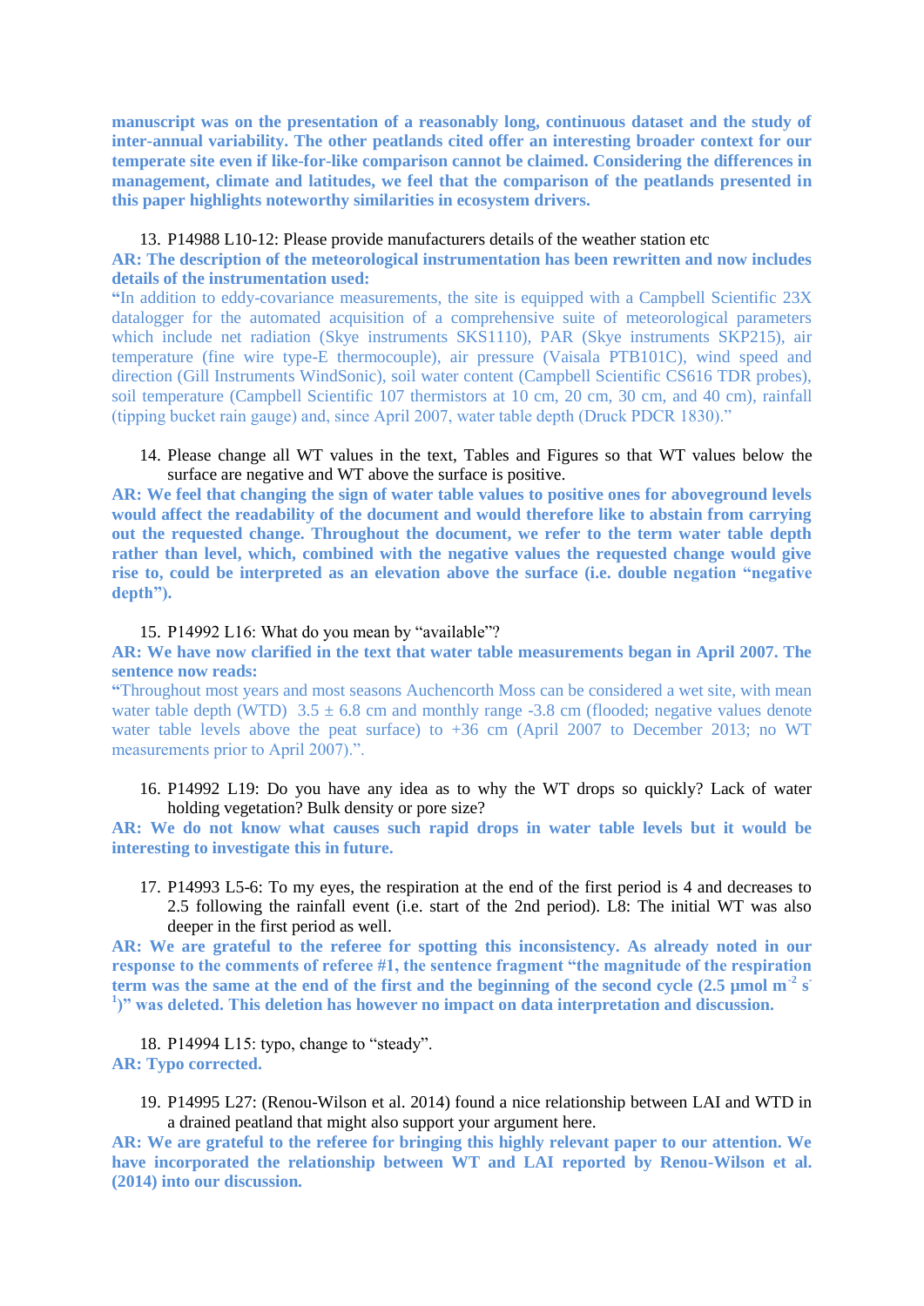**manuscript was on the presentation of a reasonably long, continuous dataset and the study of inter-annual variability. The other peatlands cited offer an interesting broader context for our temperate site even if like-for-like comparison cannot be claimed. Considering the differences in management, climate and latitudes, we feel that the comparison of the peatlands presented in this paper highlights noteworthy similarities in ecosystem drivers.**

13. P14988 L10-12: Please provide manufacturers details of the weather station etc

**AR: The description of the meteorological instrumentation has been rewritten and now includes details of the instrumentation used:**

"In addition to eddy-covariance measurements, the site is equipped with a Campbell Scientific 23X datalogger for the automated acquisition of a comprehensive suite of meteorological parameters which include net radiation (Skye instruments SKS1110), PAR (Skye instruments SKP215), air temperature (fine wire type-E thermocouple), air pressure (Vaisala PTB101C), wind speed and direction (Gill Instruments WindSonic), soil water content (Campbell Scientific CS616 TDR probes), soil temperature (Campbell Scientific 107 thermistors at 10 cm, 20 cm, 30 cm, and 40 cm), rainfall (tipping bucket rain gauge) and, since April 2007, water table depth (Druck PDCR 1830)."

14. Please change all WT values in the text, Tables and Figures so that WT values below the surface are negative and WT above the surface is positive.

**AR: We feel that changing the sign of water table values to positive ones for aboveground levels would affect the readability of the document and would therefore like to abstain from carrying out the requested change. Throughout the document, we refer to the term water table depth rather than level, which, combined with the negative values the requested change would give rise to, could be interpreted as an elevation above the surface (i.e. double negation "negative depth").**

15. P14992 L16: What do you mean by "available"?

**AR: We have now clarified in the text that water table measurements began in April 2007. The sentence now reads:**

"Throughout most years and most seasons Auchencorth Moss can be considered a wet site, with mean water table depth (WTD) $3.5 \pm 6.8$ cm and monthly range -3.8 cm (flooded; negative values denote water table levels above the peat surface) to +36 cm (April 2007 to December 2013; no WT measurements prior to April 2007).".

16. P14992 L19: Do you have any idea as to why the WT drops so quickly? Lack of water holding vegetation? Bulk density or pore size?

**AR: We do not know what causes such rapid drops in water table levels but it would be interesting to investigate this in future.**

17. P14993 L5-6: To my eyes, the respiration at the end of the first period is 4 and decreases to 2.5 following the rainfall event (i.e. start of the 2nd period). L8: The initial WT was also deeper in the first period as well.

**AR: We are grateful to the referee for spotting this inconsistency. As already noted in our response to the comments of referee #1, the sentence fragment "the magnitude of the respiration term was the same at the end of the first and the beginning of the second cycle (2.5 µmol $m^{-2}$ $s^{-1}$)" was deleted. This deletion has however no impact on data interpretation and discussion.**

18. P14994 L15: typo, change to "steady".

**AR: Typo corrected.**

19. P14995 L27: (Renou-Wilson et al. 2014) found a nice relationship between LAI and WTD in a drained peatland that might also support your argument here.

**AR: We are grateful to the referee for bringing this highly relevant paper to our attention. We have incorporated the relationship between WT and LAI reported by Renou-Wilson et al. (2014) into our discussion.**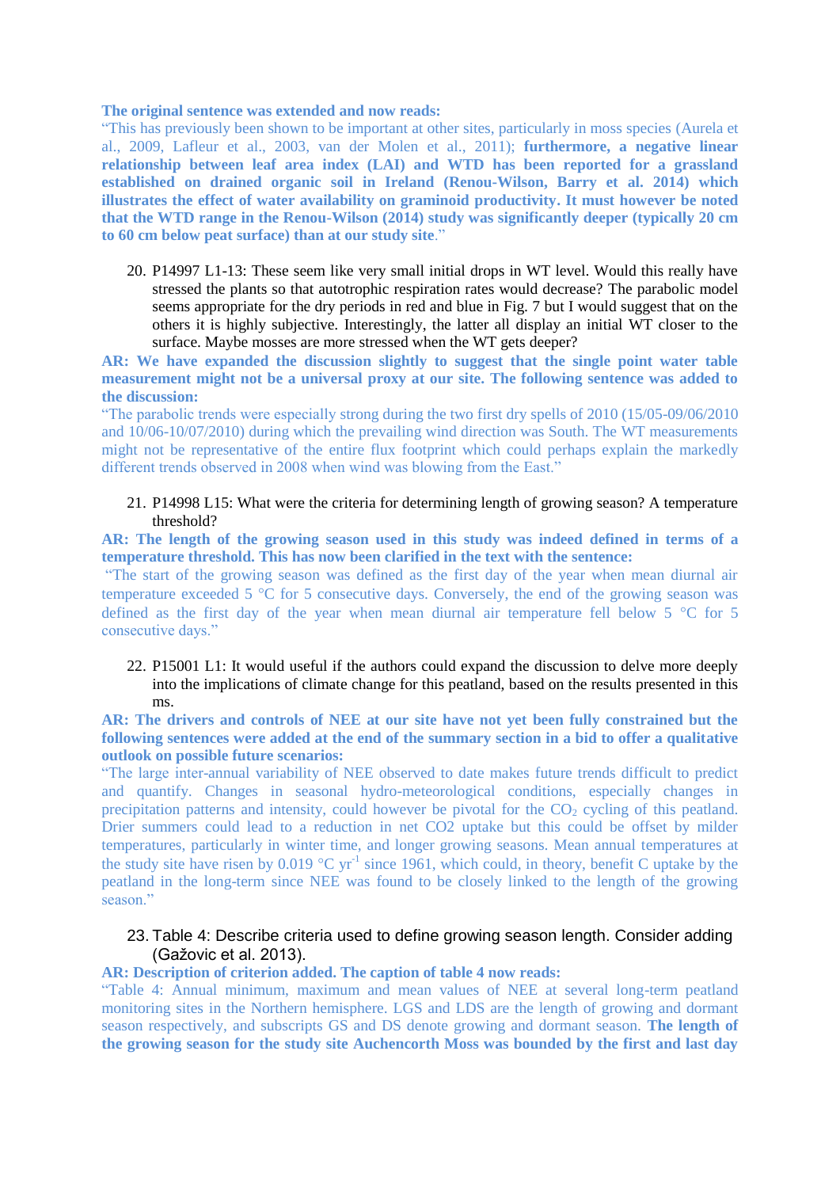**The original sentence was extended and now reads:**

"This has previously been shown to be important at other sites, particularly in moss species (Aurela et al., 2009, Lafleur et al., 2003, van der Molen et al., 2011); **furthermore, a negative linear relationship between leaf area index (LAI) and WTD has been reported for a grassland established on drained organic soil in Ireland (Renou-Wilson, Barry et al. 2014) which illustrates the effect of water availability on graminoid productivity. It must however be noted that the WTD range in the Renou-Wilson (2014) study was significantly deeper (typically 20 cm to 60 cm below peat surface) than at our study site**."

20. P14997 L1-13: These seem like very small initial drops in WT level. Would this really have stressed the plants so that autotrophic respiration rates would decrease? The parabolic model seems appropriate for the dry periods in red and blue in Fig. 7 but I would suggest that on the others it is highly subjective. Interestingly, the latter all display an initial WT closer to the surface. Maybe mosses are more stressed when the WT gets deeper?

**AR: We have expanded the discussion slightly to suggest that the single point water table measurement might not be a universal proxy at our site. The following sentence was added to the discussion:**

"The parabolic trends were especially strong during the two first dry spells of 2010 (15/05-09/06/2010 and 10/06-10/07/2010) during which the prevailing wind direction was South. The WT measurements might not be representative of the entire flux footprint which could perhaps explain the markedly different trends observed in 2008 when wind was blowing from the East."

21. P14998 L15: What were the criteria for determining length of growing season? A temperature threshold?

**AR: The length of the growing season used in this study was indeed defined in terms of a temperature threshold. This has now been clarified in the text with the sentence:**

"The start of the growing season was defined as the first day of the year when mean diurnal air temperature exceeded 5 °C for 5 consecutive days. Conversely, the end of the growing season was defined as the first day of the year when mean diurnal air temperature fell below 5 °C for 5 consecutive days."

22. P15001 L1: It would useful if the authors could expand the discussion to delve more deeply into the implications of climate change for this peatland, based on the results presented in this ms.

**AR: The drivers and controls of NEE at our site have not yet been fully constrained but the following sentences were added at the end of the summary section in a bid to offer a qualitative outlook on possible future scenarios:**

"The large inter-annual variability of NEE observed to date makes future trends difficult to predict and quantify. Changes in seasonal hydro-meteorological conditions, especially changes in precipitation patterns and intensity, could however be pivotal for the $CO_2$ cycling of this peatland. Drier summers could lead to a reduction in net CO2 uptake but this could be offset by milder temperatures, particularly in winter time, and longer growing seasons. Mean annual temperatures at the study site have risen by 0.019 °C $yr^{-1}$ since 1961, which could, in theory, benefit C uptake by the peatland in the long-term since NEE was found to be closely linked to the length of the growing season."

23. Table 4: Describe criteria used to define growing season length. Consider adding (Gažovic et al. 2013).

**AR: Description of criterion added. The caption of table 4 now reads:**

"Table 4: Annual minimum, maximum and mean values of NEE at several long-term peatland monitoring sites in the Northern hemisphere. LGS and LDS are the length of growing and dormant season respectively, and subscripts GS and DS denote growing and dormant season. **The length of the growing season for the study site Auchencorth Moss was bounded by the first and last day**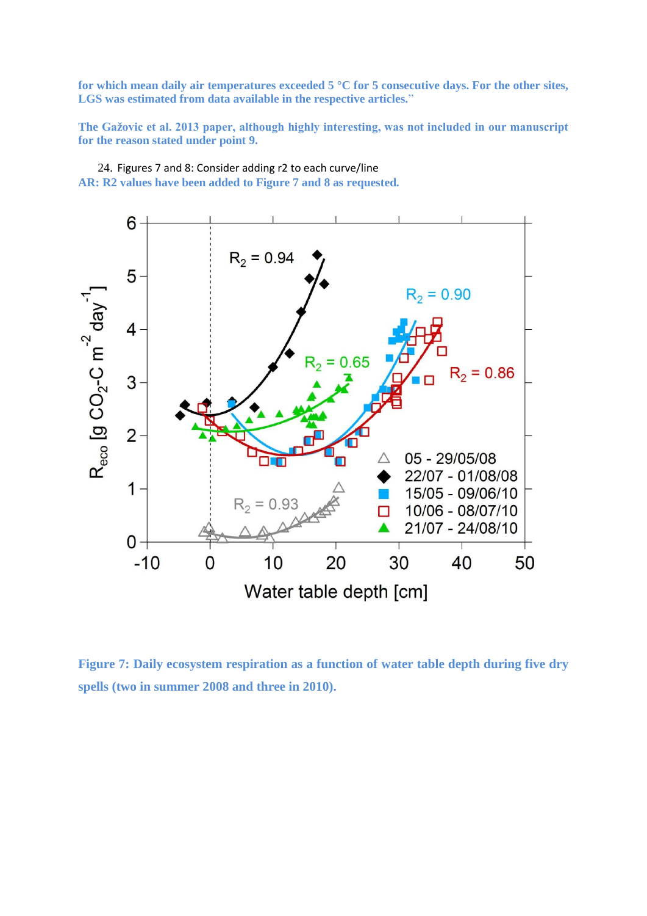**for which mean daily air temperatures exceeded 5 °C for 5 consecutive days. For the other sites, LGS was estimated from data available in the respective articles."**

**The Gažovic et al. 2013 paper, although highly interesting, was not included in our manuscript for the reason stated under point 9.**

24. Figures 7 and 8: Consider adding r2 to each curve/line

**AR: R2 values have been added to Figure 7 and 8 as requested.**

**Figure 7: Daily ecosystem respiration as a function of water table depth during five dry spells (two in summer 2008 and three in 2010).**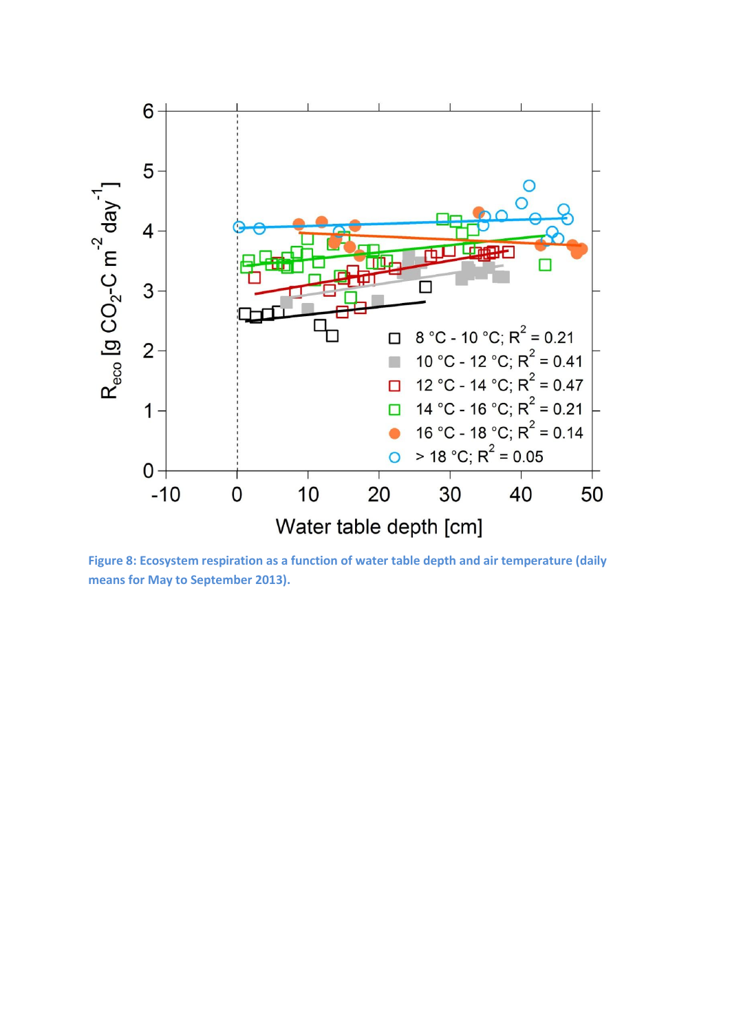$R_{eco}$ [g $CO_2$-C m$^{-2}$ day$^{-1}$]

6
5
4
3
2
1
0

-10 0 10 20 30 40 50

Water table depth [cm]

8 °C - 10 °C; $R^2$ = 0.21
10 °C - 12 °C; $R^2$ = 0.41
12 °C - 14 °C; $R^2$ = 0.47
14 °C - 16 °C; $R^2$ = 0.21
16 °C - 18 °C; $R^2$ = 0.14
> 18 °C; $R^2$ = 0.05

**Figure 8: Ecosystem respiration as a function of water table depth and air temperature (daily means for May to September 2013).**